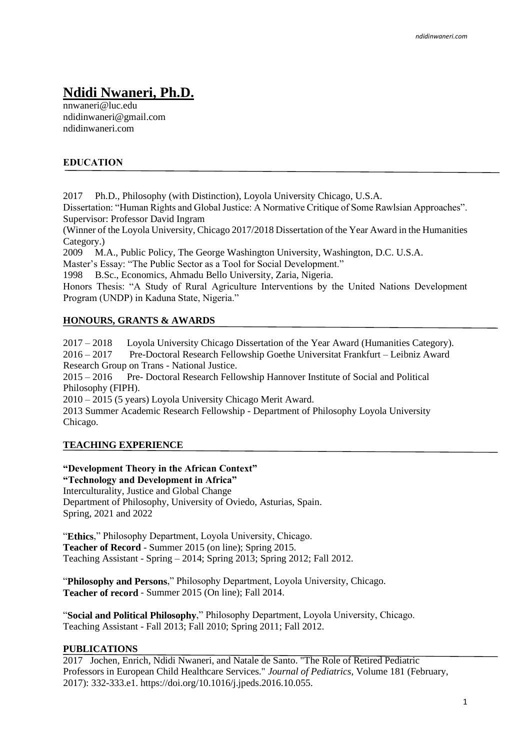# Ndidi Nwaneri, Ph.D.

nnwaneri@luc.edu
ndidinwaneri@gmail.com
ndidinwaneri.com

## EDUCATION

2017 Ph.D., Philosophy (with Distinction), Loyola University Chicago, U.S.A.
Dissertation: "Human Rights and Global Justice: A Normative Critique of Some Rawlsian Approaches".
Supervisor: Professor David Ingram
(Winner of the Loyola University, Chicago 2017/2018 Dissertation of the Year Award in the Humanities Category.)
2009 M.A., Public Policy, The George Washington University, Washington, D.C. U.S.A.
Master's Essay: "The Public Sector as a Tool for Social Development."
1998 B.Sc., Economics, Ahmadu Bello University, Zaria, Nigeria.
Honors Thesis: "A Study of Rural Agriculture Interventions by the United Nations Development Program (UNDP) in Kaduna State, Nigeria."

## HONOURS, GRANTS & AWARDS

2017 – 2018 Loyola University Chicago Dissertation of the Year Award (Humanities Category).
2016 – 2017 Pre-Doctoral Research Fellowship Goethe Universitat Frankfurt – Leibniz Award Research Group on Trans - National Justice.
2015 – 2016 Pre- Doctoral Research Fellowship Hannover Institute of Social and Political Philosophy (FIPH).
2010 – 2015 (5 years) Loyola University Chicago Merit Award.
2013 Summer Academic Research Fellowship - Department of Philosophy Loyola University Chicago.

## TEACHING EXPERIENCE

**"Development Theory in the African Context"**
**"Technology and Development in Africa"**
Interculturality, Justice and Global Change
Department of Philosophy, University of Oviedo, Asturias, Spain.
Spring, 2021 and 2022

"**Ethics**," Philosophy Department, Loyola University, Chicago.
**Teacher of Record** - Summer 2015 (on line); Spring 2015.
Teaching Assistant - Spring – 2014; Spring 2013; Spring 2012; Fall 2012.

"**Philosophy and Persons**," Philosophy Department, Loyola University, Chicago.
**Teacher of record** - Summer 2015 (On line); Fall 2014.

"**Social and Political Philosophy**," Philosophy Department, Loyola University, Chicago.
Teaching Assistant - Fall 2013; Fall 2010; Spring 2011; Fall 2012.

## PUBLICATIONS

2017 Jochen, Enrich, Ndidi Nwaneri, and Natale de Santo. "The Role of Retired Pediatric Professors in European Child Healthcare Services." *Journal of Pediatrics*, Volume 181 (February, 2017): 332-333.e1. https://doi.org/10.1016/j.jpeds.2016.10.055.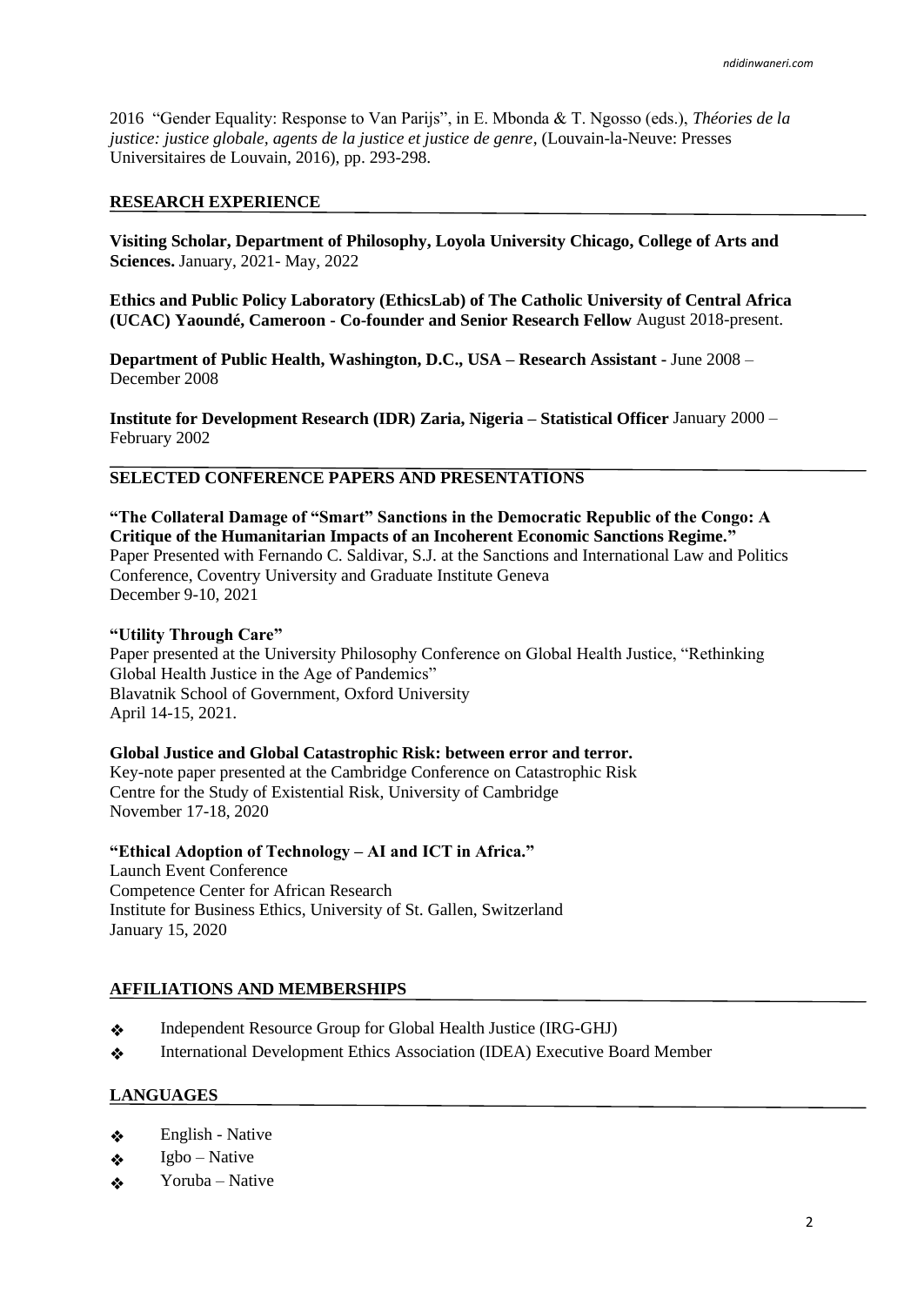2016 "Gender Equality: Response to Van Parijs", in E. Mbonda & T. Ngosso (eds.), *Théories de la justice: justice globale, agents de la justice et justice de genre*, (Louvain-la-Neuve: Presses Universitaires de Louvain, 2016), pp. 293-298.

## RESEARCH EXPERIENCE

**Visiting Scholar, Department of Philosophy, Loyola University Chicago, College of Arts and Sciences.** January, 2021- May, 2022

**Ethics and Public Policy Laboratory (EthicsLab) of The Catholic University of Central Africa (UCAC) Yaoundé, Cameroon - Co-founder and Senior Research Fellow** August 2018-present.

**Department of Public Health, Washington, D.C., USA – Research Assistant -** June 2008 – December 2008

**Institute for Development Research (IDR) Zaria, Nigeria – Statistical Officer** January 2000 – February 2002

## SELECTED CONFERENCE PAPERS AND PRESENTATIONS

**"The Collateral Damage of "Smart" Sanctions in the Democratic Republic of the Congo: A Critique of the Humanitarian Impacts of an Incoherent Economic Sanctions Regime."**
Paper Presented with Fernando C. Saldivar, S.J. at the Sanctions and International Law and Politics Conference, Coventry University and Graduate Institute Geneva
December 9-10, 2021

**"Utility Through Care"**
Paper presented at the University Philosophy Conference on Global Health Justice, "Rethinking Global Health Justice in the Age of Pandemics"
Blavatnik School of Government, Oxford University
April 14-15, 2021.

**Global Justice and Global Catastrophic Risk: between error and terror.**
Key-note paper presented at the Cambridge Conference on Catastrophic Risk
Centre for the Study of Existential Risk, University of Cambridge
November 17-18, 2020

**"Ethical Adoption of Technology – AI and ICT in Africa."**
Launch Event Conference
Competence Center for African Research
Institute for Business Ethics, University of St. Gallen, Switzerland
January 15, 2020

## AFFILIATIONS AND MEMBERSHIPS

- Independent Resource Group for Global Health Justice (IRG-GHJ)
- International Development Ethics Association (IDEA) Executive Board Member

## LANGUAGES

- English - Native
- Igbo – Native
- Yoruba – Native